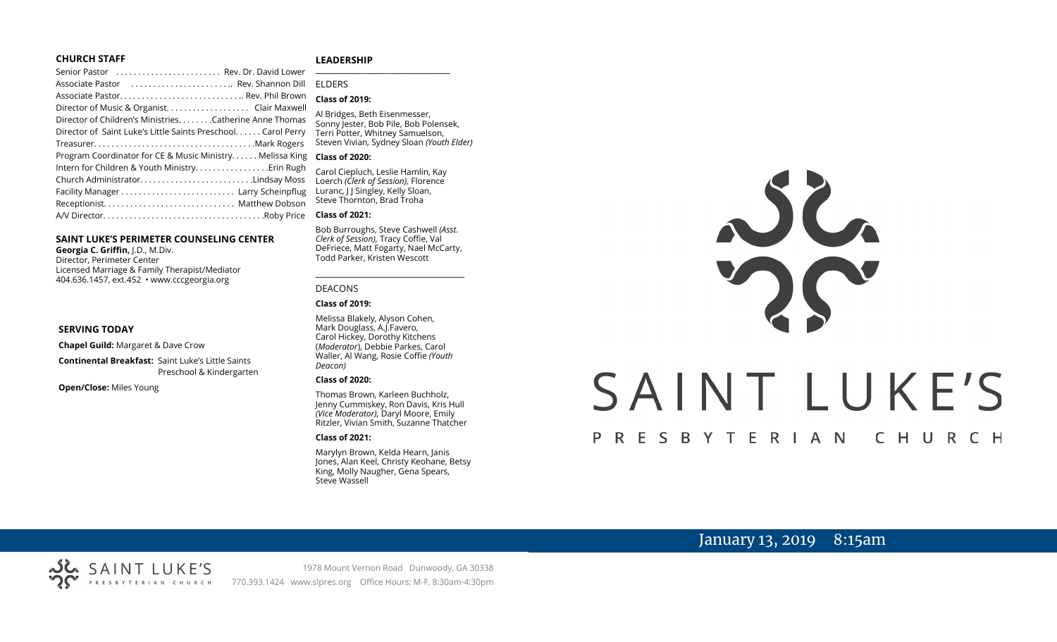## CHURCH STAFF

Senior Pastor ........................ Rev. Dr. David Lower
Associate Pastor ........................ Rev. Shannon Dill
Associate Pastor. ........................... Rev. Phil Brown
Director of Music & Organist. .................. Clair Maxwell
Director of Children's Ministries. ........Catherine Anne Thomas
Director of Saint Luke's Little Saints Preschool. ..... Carol Perry
Treasurer. ................................... Mark Rogers
Program Coordinator for CE & Music Ministry. ..... Melissa King
Intern for Children & Youth Ministry. ................ Erin Rugh
Church Administrator. ........................ Lindsay Moss
Facility Manager .......................... Larry Scheinpflug
Receptionist. ............................. Matthew Dobson
A/V Director. .................................. Roby Price

## SAINT LUKE'S PERIMETER COUNSELING CENTER

**Georgia C. Griffin,** J.D., M.Div.
Director, Perimeter Center
Licensed Marriage & Family Therapist/Mediator
404.636.1457, ext.452 • www.cccgeorgia.org

## SERVING TODAY

**Chapel Guild:** Margaret & Dave Crow

**Continental Breakfast:** Saint Luke's Little Saints Preschool & Kindergarten

**Open/Close:** Miles Young

## LEADERSHIP

ELDERS

**Class of 2019:**

Al Bridges, Beth Eisenmesser, Sonny Jester, Bob Pile, Bob Polensek, Terri Potter, Whitney Samuelson, Steven Vivian, Sydney Sloan *(Youth Elder)*

**Class of 2020:**

Carol Ciepluch, Leslie Hamlin, Kay Loerch *(Clerk of Session),* Florence Luranc, J J Singley, Kelly Sloan, Steve Thornton, Brad Troha

**Class of 2021:**

Bob Burroughs, Steve Cashwell *(Asst. Clerk of Session),* Tracy Coffie, Val DeFriece, Matt Fogarty, Nael McCarty, Todd Parker, Kristen Wescott

DEACONS

**Class of 2019:**

Melissa Blakely, Alyson Cohen, Mark Douglass, A.J.Favero, Carol Hickey, Dorothy Kitchens (*Moderator*), Debbie Parkes, Carol Waller, Al Wang, Rosie Coffie *(Youth Deacon)*

**Class of 2020:**

Thomas Brown, Karleen Buchholz, Jenny Cummiskey, Ron Davis, Kris Hull *(Vice Moderator),* Daryl Moore, Emily Ritzler, Vivian Smith, Suzanne Thatcher

**Class of 2021:**

Marylyn Brown, Kelda Hearn, Janis Jones, Alan Keel, Christy Keohane, Betsy King, Molly Naugher, Gena Spears, Steve Wassell

# SAINT LUKE'S
## PRESBYTERIAN CHURCH

January 13, 2019 8:15am

SAINT LUKE'S PRESBYTERIAN CHURCH

1978 Mount Vernon Road Dunwoody, GA 30338
770.393.1424 www.slpres.org Office Hours: M-F, 8:30am-4:30pm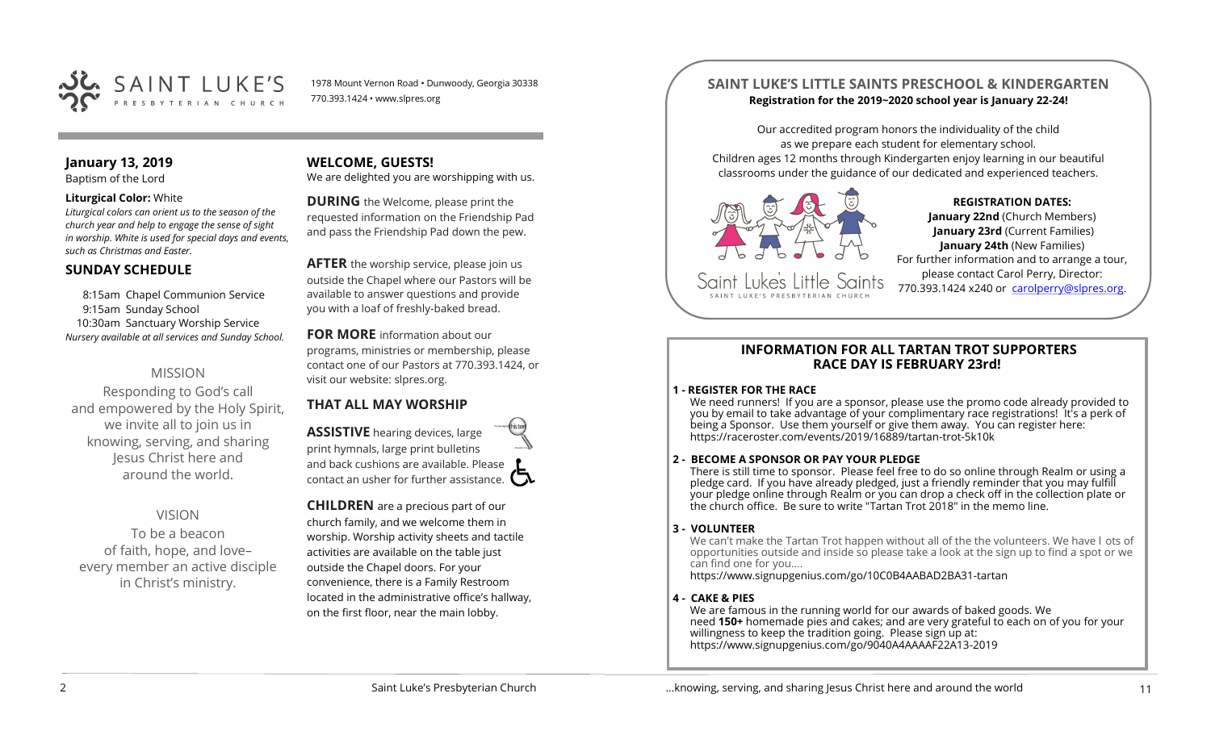SAINT LUKE'S PRESBYTERIAN CHURCH

1978 Mount Vernon Road • Dunwoody, Georgia 30338
770.393.1424 • www.slpres.org

## January 13, 2019

Baptism of the Lord

**Liturgical Color:** White

*Liturgical colors can orient us to the season of the church year and help to engage the sense of sight in worship. White is used for special days and events, such as Christmas and Easter.*

## SUNDAY SCHEDULE

8:15am Chapel Communion Service
9:15am Sunday School
10:30am Sanctuary Worship Service
*Nursery available at all services and Sunday School.*

### MISSION

Responding to God's call and empowered by the Holy Spirit, we invite all to join us in knowing, serving, and sharing Jesus Christ here and around the world.

### VISION

To be a beacon of faith, hope, and love– every member an active disciple in Christ's ministry.

## WELCOME, GUESTS!

We are delighted you are worshipping with us.

**DURING** the Welcome, please print the requested information on the Friendship Pad and pass the Friendship Pad down the pew.

**AFTER** the worship service, please join us outside the Chapel where our Pastors will be available to answer questions and provide you with a loaf of freshly-baked bread.

**FOR MORE** information about our programs, ministries or membership, please contact one of our Pastors at 770.393.1424, or visit our website: slpres.org.

## THAT ALL MAY WORSHIP

**ASSISTIVE** hearing devices, large print hymnals, large print bulletins and back cushions are available. Please contact an usher for further assistance.

**CHILDREN** are a precious part of our church family, and we welcome them in worship. Worship activity sheets and tactile activities are available on the table just outside the Chapel doors. For your convenience, there is a Family Restroom located in the administrative office's hallway, on the first floor, near the main lobby.

## SAINT LUKE'S LITTLE SAINTS PRESCHOOL & KINDERGARTEN

**Registration for the 2019~2020 school year is January 22-24!**

Our accredited program honors the individuality of the child as we prepare each student for elementary school. Children ages 12 months through Kindergarten enjoy learning in our beautiful classrooms under the guidance of our dedicated and experienced teachers.

Saint Luke's Little Saints
SAINT LUKE'S PRESBYTERIAN CHURCH

**REGISTRATION DATES:**
**January 22nd** (Church Members)
**January 23rd** (Current Families)
**January 24th** (New Families)
For further information and to arrange a tour, please contact Carol Perry, Director: 770.393.1424 x240 or carolperry@slpres.org.

## INFORMATION FOR ALL TARTAN TROT SUPPORTERS
## RACE DAY IS FEBRUARY 23rd!

**1 - REGISTER FOR THE RACE**

We need runners! If you are a sponsor, please use the promo code already provided to you by email to take advantage of your complimentary race registrations! It's a perk of being a Sponsor. Use them yourself or give them away. You can register here: https://raceroster.com/events/2019/16889/tartan-trot-5k10k

**2 - BECOME A SPONSOR OR PAY YOUR PLEDGE**

There is still time to sponsor. Please feel free to do so online through Realm or using a pledge card. If you have already pledged, just a friendly reminder that you may fulfill your pledge online through Realm or you can drop a check off in the collection plate or the church office. Be sure to write "Tartan Trot 2018" in the memo line.

**3 - VOLUNTEER**

We can't make the Tartan Trot happen without all of the the volunteers. We have l ots of opportunities outside and inside so please take a look at the sign up to find a spot or we can find one for you....
https://www.signupgenius.com/go/10C0B4AABAD2BA31-tartan

**4 - CAKE & PIES**

We are famous in the running world for our awards of baked goods. We need **150+** homemade pies and cakes; and are very grateful to each on of you for your willingness to keep the tradition going. Please sign up at:
https://www.signupgenius.com/go/9040A4AAAAF22A13-2019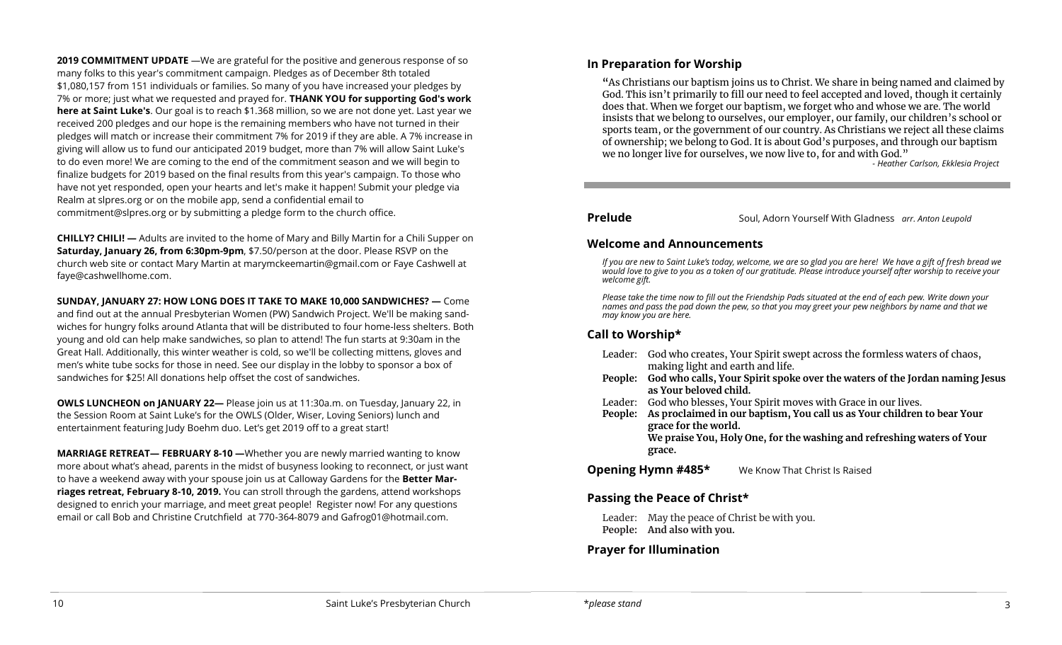**2019 COMMITMENT UPDATE** —We are grateful for the positive and generous response of so many folks to this year's commitment campaign. Pledges as of December 8th totaled $1,080,157 from 151 individuals or families. So many of you have increased your pledges by 7% or more; just what we requested and prayed for. **THANK YOU for supporting God's work here at Saint Luke's**. Our goal is to reach $1.368 million, so we are not done yet. Last year we received 200 pledges and our hope is the remaining members who have not turned in their pledges will match or increase their commitment 7% for 2019 if they are able. A 7% increase in giving will allow us to fund our anticipated 2019 budget, more than 7% will allow Saint Luke's to do even more! We are coming to the end of the commitment season and we will begin to finalize budgets for 2019 based on the final results from this year's campaign. To those who have not yet responded, open your hearts and let's make it happen! Submit your pledge via Realm at slpres.org or on the mobile app, send a confidential email to commitment@slpres.org or by submitting a pledge form to the church office.

**CHILLY? CHILI! —** Adults are invited to the home of Mary and Billy Martin for a Chili Supper on **Saturday, January 26, from 6:30pm-9pm**, $7.50/person at the door. Please RSVP on the church web site or contact Mary Martin at marymckeemartin@gmail.com or Faye Cashwell at faye@cashwellhome.com.

**SUNDAY, JANUARY 27: HOW LONG DOES IT TAKE TO MAKE 10,000 SANDWICHES? —** Come and find out at the annual Presbyterian Women (PW) Sandwich Project. We'll be making sandwiches for hungry folks around Atlanta that will be distributed to four home-less shelters. Both young and old can help make sandwiches, so plan to attend! The fun starts at 9:30am in the Great Hall. Additionally, this winter weather is cold, so we'll be collecting mittens, gloves and men's white tube socks for those in need. See our display in the lobby to sponsor a box of sandwiches for $25! All donations help offset the cost of sandwiches.

**OWLS LUNCHEON on JANUARY 22—** Please join us at 11:30a.m. on Tuesday, January 22, in the Session Room at Saint Luke's for the OWLS (Older, Wiser, Loving Seniors) lunch and entertainment featuring Judy Boehm duo. Let's get 2019 off to a great start!

**MARRIAGE RETREAT— FEBRUARY 8-10 —**Whether you are newly married wanting to know more about what's ahead, parents in the midst of busyness looking to reconnect, or just want to have a weekend away with your spouse join us at Calloway Gardens for the **Better Marriages retreat, February 8-10, 2019.** You can stroll through the gardens, attend workshops designed to enrich your marriage, and meet great people! Register now! For any questions email or call Bob and Christine Crutchfield at 770-364-8079 and Gafrog01@hotmail.com.

## In Preparation for Worship

"As Christians our baptism joins us to Christ. We share in being named and claimed by God. This isn't primarily to fill our need to feel accepted and loved, though it certainly does that. When we forget our baptism, we forget who and whose we are. The world insists that we belong to ourselves, our employer, our family, our children's school or sports team, or the government of our country. As Christians we reject all these claims of ownership; we belong to God. It is about God's purposes, and through our baptism we no longer live for ourselves, we now live to, for and with God."

*- Heather Carlson, Ekklesia Project*

---

**Prelude** Soul, Adorn Yourself With Gladness *arr. Anton Leupold*

## Welcome and Announcements

*If you are new to Saint Luke's today, welcome, we are so glad you are here! We have a gift of fresh bread we would love to give to you as a token of our gratitude. Please introduce yourself after worship to receive your welcome gift.*

*Please take the time now to fill out the Friendship Pads situated at the end of each pew. Write down your names and pass the pad down the pew, so that you may greet your pew neighbors by name and that we may know you are here.*

## Call to Worship*

Leader: God who creates, Your Spirit swept across the formless waters of chaos, making light and earth and life.
**People: God who calls, Your Spirit spoke over the waters of the Jordan naming Jesus as Your beloved child.**
Leader: God who blesses, Your Spirit moves with Grace in our lives.
**People: As proclaimed in our baptism, You call us as Your children to bear Your grace for the world.**
**We praise You, Holy One, for the washing and refreshing waters of Your grace.**

**Opening Hymn #485*** We Know That Christ Is Raised

## Passing the Peace of Christ*

Leader: May the peace of Christ be with you.
**People: And also with you.**

## Prayer for Illumination

*please stand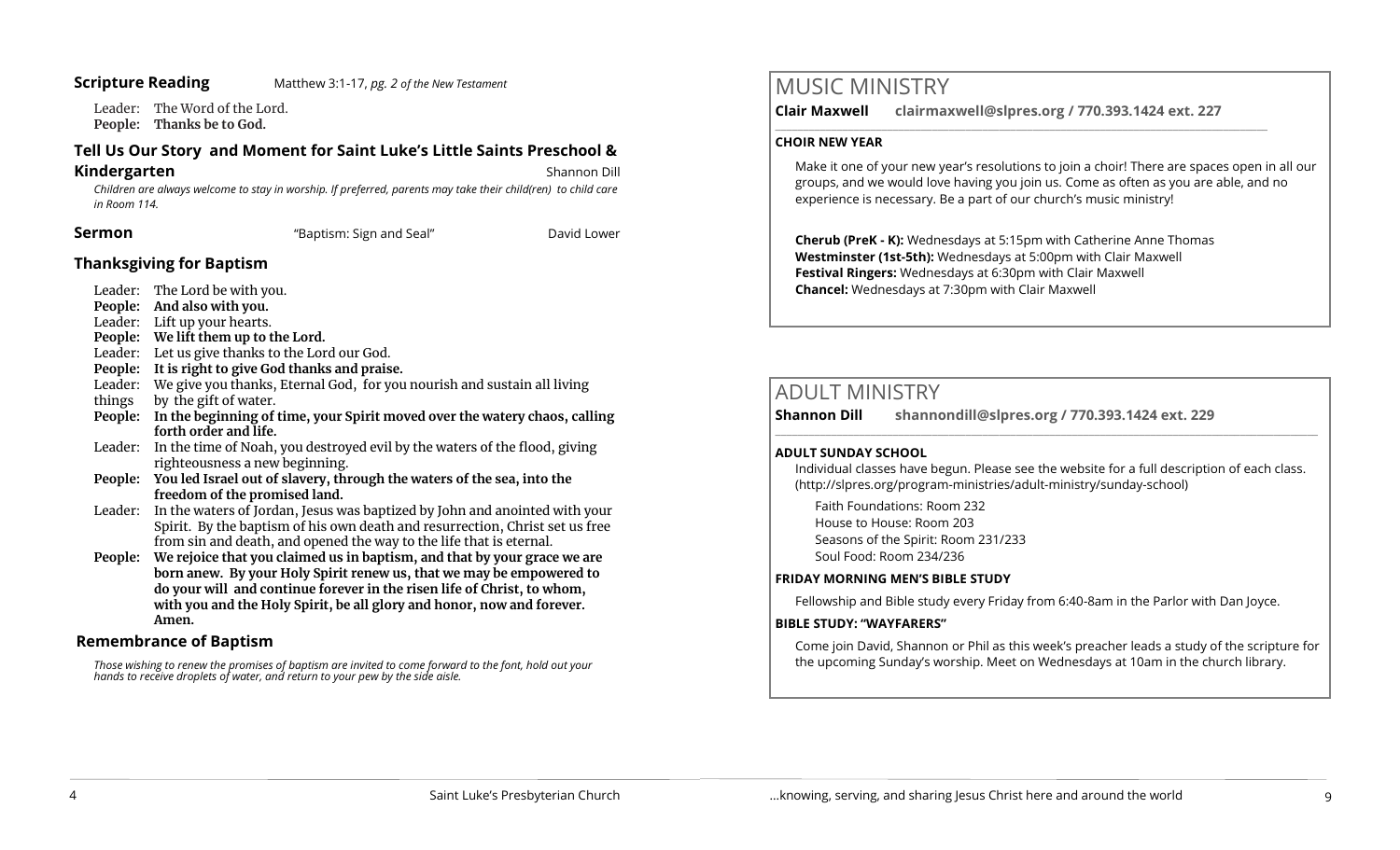**Scripture Reading** Matthew 3:1-17, *pg. 2 of the New Testament*

Leader: The Word of the Lord.
**People: Thanks be to God.**

### Tell Us Our Story and Moment for Saint Luke's Little Saints Preschool & Kindergarten

Shannon Dill

*Children are always welcome to stay in worship. If preferred, parents may take their child(ren) to child care in Room 114.*

**Sermon** "Baptism: Sign and Seal" David Lower

### Thanksgiving for Baptism

Leader: The Lord be with you.
**People: And also with you.**
Leader: Lift up your hearts.
**People: We lift them up to the Lord.**
Leader: Let us give thanks to the Lord our God.
**People: It is right to give God thanks and praise.**
Leader: We give you thanks, Eternal God, for you nourish and sustain all living things by the gift of water.
**People: In the beginning of time, your Spirit moved over the watery chaos, calling forth order and life.**
Leader: In the time of Noah, you destroyed evil by the waters of the flood, giving righteousness a new beginning.
**People: You led Israel out of slavery, through the waters of the sea, into the freedom of the promised land.**
Leader: In the waters of Jordan, Jesus was baptized by John and anointed with your Spirit. By the baptism of his own death and resurrection, Christ set us free from sin and death, and opened the way to the life that is eternal.
**People: We rejoice that you claimed us in baptism, and that by your grace we are born anew. By your Holy Spirit renew us, that we may be empowered to do your will and continue forever in the risen life of Christ, to whom, with you and the Holy Spirit, be all glory and honor, now and forever. Amen.**

### Remembrance of Baptism

*Those wishing to renew the promises of baptism are invited to come forward to the font, hold out your hands to receive droplets of water, and return to your pew by the side aisle.*

# MUSIC MINISTRY

**Clair Maxwell clairmaxwell@slpres.org / 770.393.1424 ext. 227**

**CHOIR NEW YEAR**

Make it one of your new year's resolutions to join a choir! There are spaces open in all our groups, and we would love having you join us. Come as often as you are able, and no experience is necessary. Be a part of our church's music ministry!

**Cherub (PreK - K):** Wednesdays at 5:15pm with Catherine Anne Thomas
**Westminster (1st-5th):** Wednesdays at 5:00pm with Clair Maxwell
**Festival Ringers:** Wednesdays at 6:30pm with Clair Maxwell
**Chancel:** Wednesdays at 7:30pm with Clair Maxwell

# ADULT MINISTRY

**Shannon Dill shannondill@slpres.org / 770.393.1424 ext. 229**

**ADULT SUNDAY SCHOOL**

Individual classes have begun. Please see the website for a full description of each class. (http://slpres.org/program-ministries/adult-ministry/sunday-school)

Faith Foundations: Room 232
House to House: Room 203
Seasons of the Spirit: Room 231/233
Soul Food: Room 234/236

**FRIDAY MORNING MEN'S BIBLE STUDY**

Fellowship and Bible study every Friday from 6:40-8am in the Parlor with Dan Joyce.

**BIBLE STUDY: "WAYFARERS"**

Come join David, Shannon or Phil as this week's preacher leads a study of the scripture for the upcoming Sunday's worship. Meet on Wednesdays at 10am in the church library.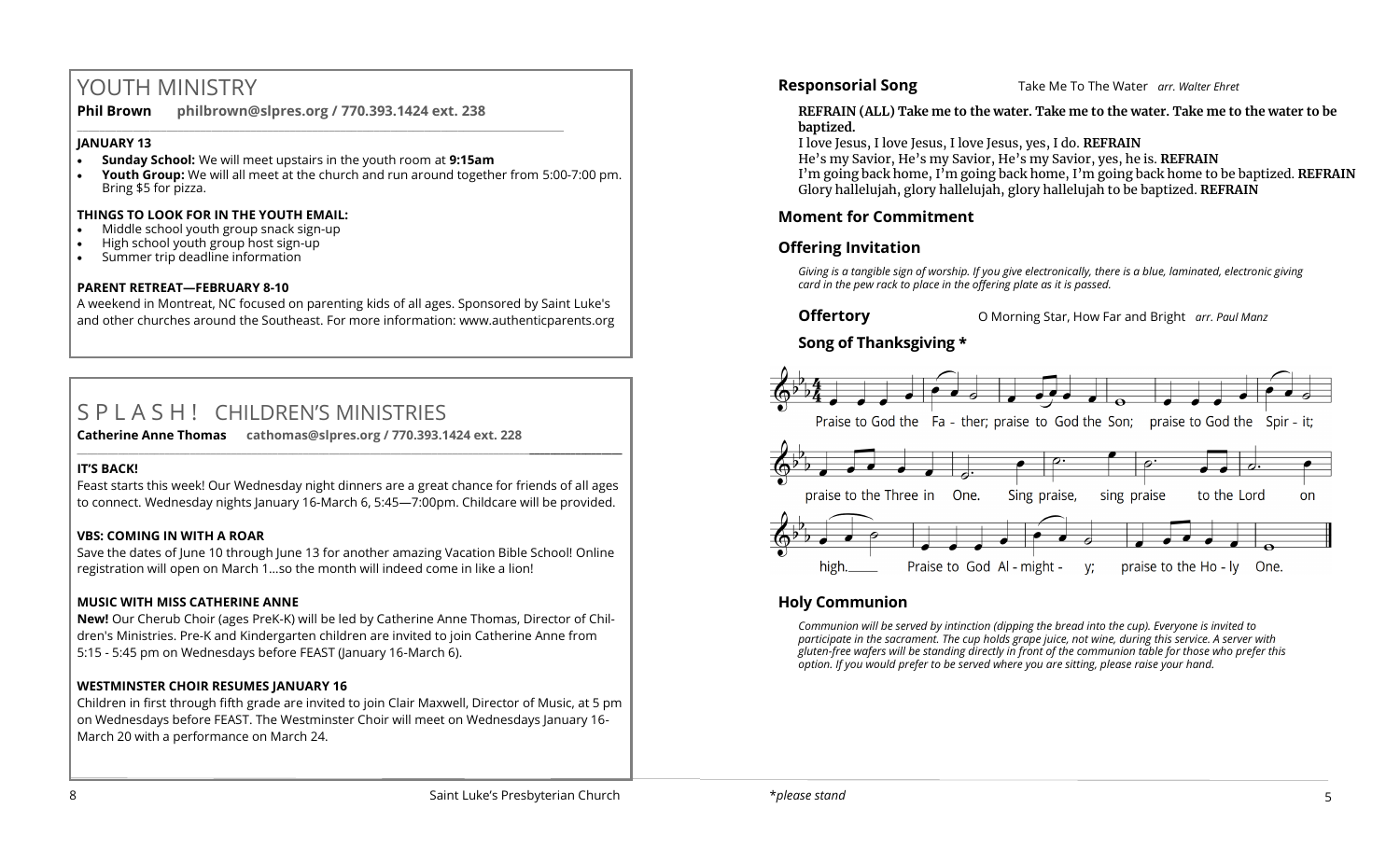# YOUTH MINISTRY

**Phil Brown** philbrown@slpres.org / 770.393.1424 ext. 238

**JANUARY 13**

- **Sunday School:** We will meet upstairs in the youth room at **9:15am**
- **Youth Group:** We will all meet at the church and run around together from 5:00-7:00 pm. Bring $5 for pizza.

**THINGS TO LOOK FOR IN THE YOUTH EMAIL:**

- Middle school youth group snack sign-up
- High school youth group host sign-up
- Summer trip deadline information

**PARENT RETREAT—FEBRUARY 8-10**

A weekend in Montreat, NC focused on parenting kids of all ages. Sponsored by Saint Luke's and other churches around the Southeast. For more information: www.authenticparents.org

# S P L A S H ! CHILDREN'S MINISTRIES

**Catherine Anne Thomas** cathomas@slpres.org / 770.393.1424 ext. 228

**IT'S BACK!**

Feast starts this week! Our Wednesday night dinners are a great chance for friends of all ages to connect. Wednesday nights January 16-March 6, 5:45—7:00pm. Childcare will be provided.

**VBS: COMING IN WITH A ROAR**

Save the dates of June 10 through June 13 for another amazing Vacation Bible School! Online registration will open on March 1…so the month will indeed come in like a lion!

**MUSIC WITH MISS CATHERINE ANNE**

**New!** Our Cherub Choir (ages PreK-K) will be led by Catherine Anne Thomas, Director of Children's Ministries. Pre-K and Kindergarten children are invited to join Catherine Anne from 5:15 - 5:45 pm on Wednesdays before FEAST (January 16-March 6).

**WESTMINSTER CHOIR RESUMES JANUARY 16**

Children in first through fifth grade are invited to join Clair Maxwell, Director of Music, at 5 pm on Wednesdays before FEAST. The Westminster Choir will meet on Wednesdays January 16-March 20 with a performance on March 24.

**Responsorial Song** Take Me To The Water *arr. Walter Ehret*

**REFRAIN (ALL) Take me to the water. Take me to the water. Take me to the water to be baptized.**
I love Jesus, I love Jesus, I love Jesus, yes, I do. **REFRAIN**
He's my Savior, He's my Savior, He's my Savior, yes, he is. **REFRAIN**
I'm going back home, I'm going back home, I'm going back home to be baptized. **REFRAIN**
Glory hallelujah, glory hallelujah, glory hallelujah to be baptized. **REFRAIN**

**Moment for Commitment**

**Offering Invitation**

*Giving is a tangible sign of worship. If you give electronically, there is a blue, laminated, electronic giving card in the pew rack to place in the offering plate as it is passed.*

**Offertory** O Morning Star, How Far and Bright *arr. Paul Manz*

**Song of Thanksgiving \***

Praise to God the Fa - ther; praise to God the Son; praise to God the Spir - it;
praise to the Three in One. Sing praise, sing praise to the Lord on
high. Praise to God Al - might - y; praise to the Ho - ly One.

**Holy Communion**

*Communion will be served by intinction (dipping the bread into the cup). Everyone is invited to participate in the sacrament. The cup holds grape juice, not wine, during this service. A server with gluten-free wafers will be standing directly in front of the communion table for those who prefer this option. If you would prefer to be served where you are sitting, please raise your hand.*

*\*please stand*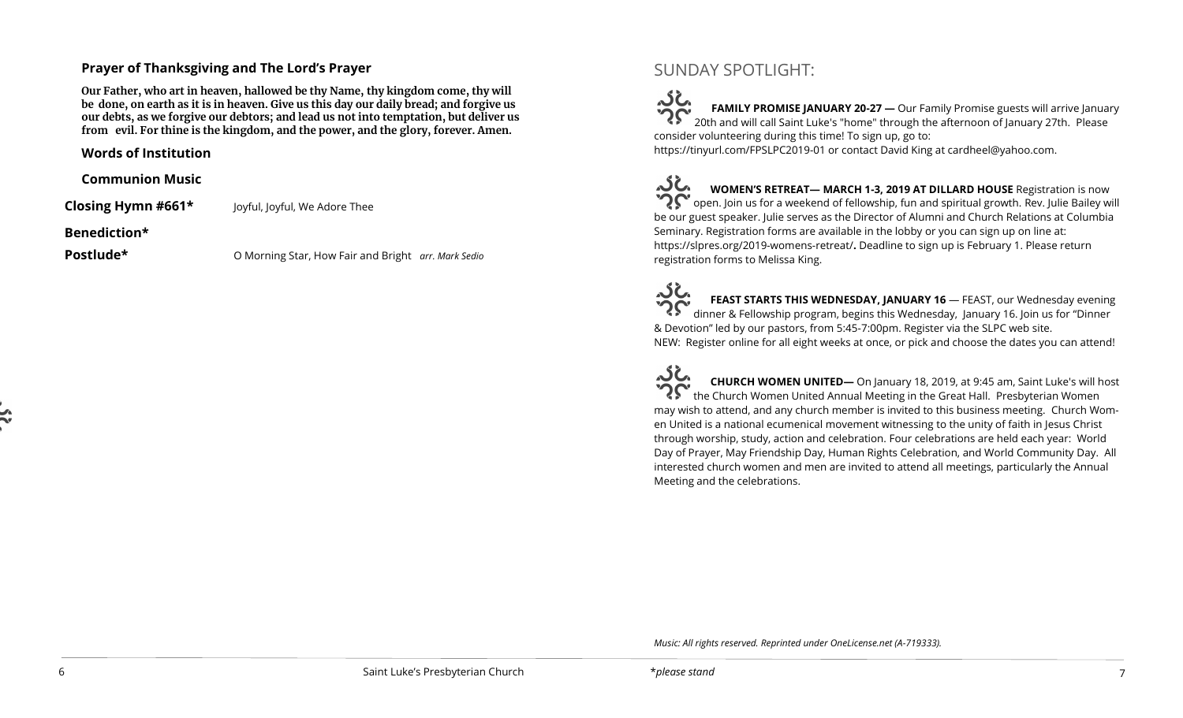### Prayer of Thanksgiving and The Lord's Prayer

**Our Father, who art in heaven, hallowed be thy Name, thy kingdom come, thy will be done, on earth as it is in heaven. Give us this day our daily bread; and forgive us our debts, as we forgive our debtors; and lead us not into temptation, but deliver us from evil. For thine is the kingdom, and the power, and the glory, forever. Amen.**

### Words of Institution

### Communion Music

**Closing Hymn #661*** Joyful, Joyful, We Adore Thee

**Benediction***

**Postlude*** O Morning Star, How Fair and Bright *arr. Mark Sedio*

## SUNDAY SPOTLIGHT:

**FAMILY PROMISE JANUARY 20-27 —** Our Family Promise guests will arrive January 20th and will call Saint Luke's "home" through the afternoon of January 27th. Please consider volunteering during this time! To sign up, go to: https://tinyurl.com/FPSLPC2019-01 or contact David King at cardheel@yahoo.com.

**WOMEN'S RETREAT— MARCH 1-3, 2019 AT DILLARD HOUSE** Registration is now open. Join us for a weekend of fellowship, fun and spiritual growth. Rev. Julie Bailey will be our guest speaker. Julie serves as the Director of Alumni and Church Relations at Columbia Seminary. Registration forms are available in the lobby or you can sign up on line at: https://slpres.org/2019-womens-retreat/**.** Deadline to sign up is February 1. Please return registration forms to Melissa King.

**FEAST STARTS THIS WEDNESDAY, JANUARY 16** — FEAST, our Wednesday evening dinner & Fellowship program, begins this Wednesday, January 16. Join us for "Dinner & Devotion" led by our pastors, from 5:45-7:00pm. Register via the SLPC web site. NEW: Register online for all eight weeks at once, or pick and choose the dates you can attend!

**CHURCH WOMEN UNITED—** On January 18, 2019, at 9:45 am, Saint Luke's will host the Church Women United Annual Meeting in the Great Hall. Presbyterian Women may wish to attend, and any church member is invited to this business meeting. Church Women United is a national ecumenical movement witnessing to the unity of faith in Jesus Christ through worship, study, action and celebration. Four celebrations are held each year: World Day of Prayer, May Friendship Day, Human Rights Celebration, and World Community Day. All interested church women and men are invited to attend all meetings, particularly the Annual Meeting and the celebrations.

*Music: All rights reserved. Reprinted under OneLicense.net (A-719333).*

*\*please stand*